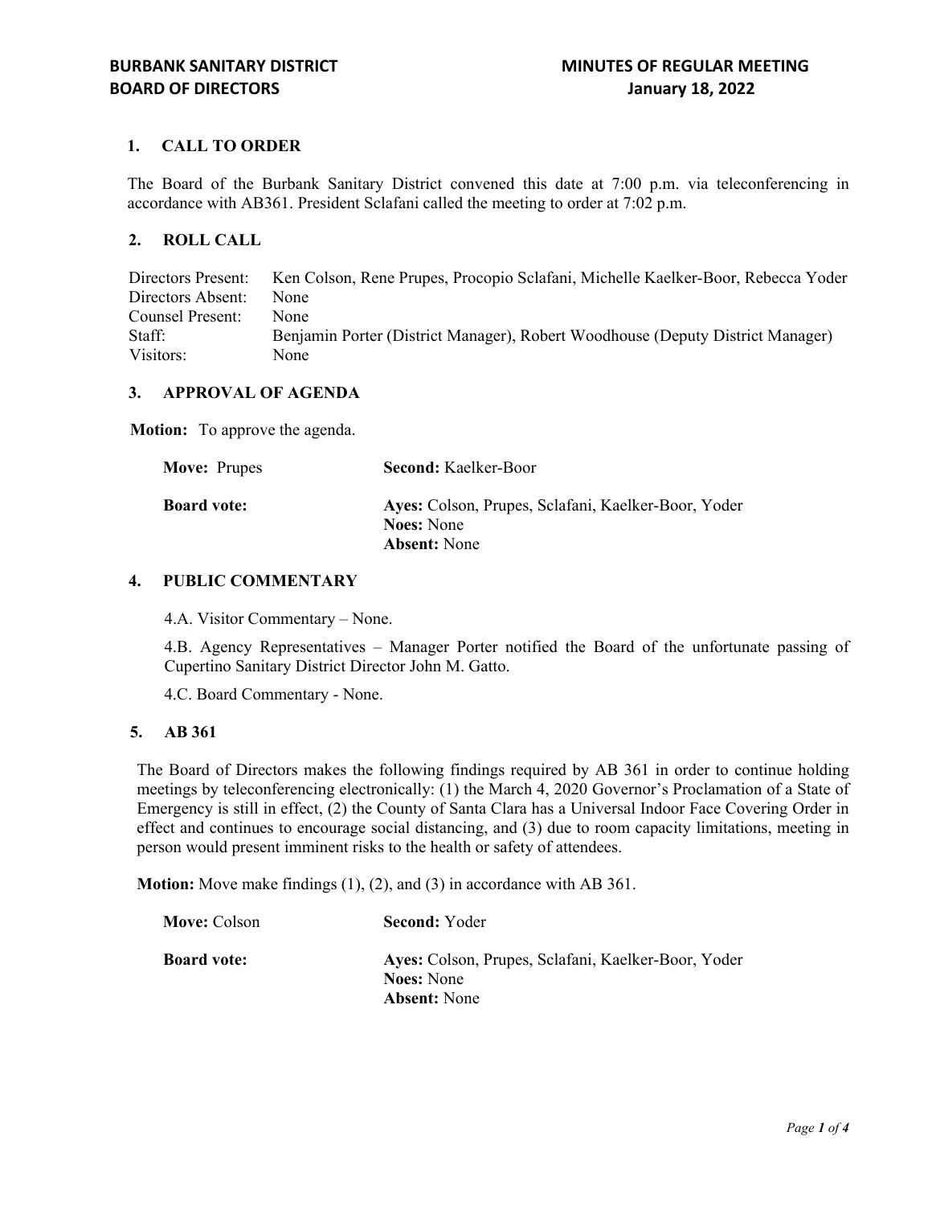**BURBANK SANITARY DISTRICT** **MINUTES OF REGULAR MEETING**
**BOARD OF DIRECTORS** **January 18, 2022**

## 1. CALL TO ORDER

The Board of the Burbank Sanitary District convened this date at 7:00 p.m. via teleconferencing in accordance with AB361. President Sclafani called the meeting to order at 7:02 p.m.

## 2. ROLL CALL

| | |
|---|---|
| Directors Present: | Ken Colson, Rene Prupes, Procopio Sclafani, Michelle Kaelker-Boor, Rebecca Yoder |
| Directors Absent: | None |
| Counsel Present: | None |
| Staff: | Benjamin Porter (District Manager), Robert Woodhouse (Deputy District Manager) |
| Visitors: | None |

## 3. APPROVAL OF AGENDA

**Motion:** To approve the agenda.

**Move:** Prupes **Second:** Kaelker-Boor

**Board vote:**
**Ayes:** Colson, Prupes, Sclafani, Kaelker-Boor, Yoder
**Noes:** None
**Absent:** None

## 4. PUBLIC COMMENTARY

4.A. Visitor Commentary – None.

4.B. Agency Representatives – Manager Porter notified the Board of the unfortunate passing of Cupertino Sanitary District Director John M. Gatto.

4.C. Board Commentary - None.

## 5. AB 361

The Board of Directors makes the following findings required by AB 361 in order to continue holding meetings by teleconferencing electronically: (1) the March 4, 2020 Governor's Proclamation of a State of Emergency is still in effect, (2) the County of Santa Clara has a Universal Indoor Face Covering Order in effect and continues to encourage social distancing, and (3) due to room capacity limitations, meeting in person would present imminent risks to the health or safety of attendees.

**Motion:** Move make findings (1), (2), and (3) in accordance with AB 361.

**Move:** Colson **Second:** Yoder

**Board vote:**
**Ayes:** Colson, Prupes, Sclafani, Kaelker-Boor, Yoder
**Noes:** None
**Absent:** None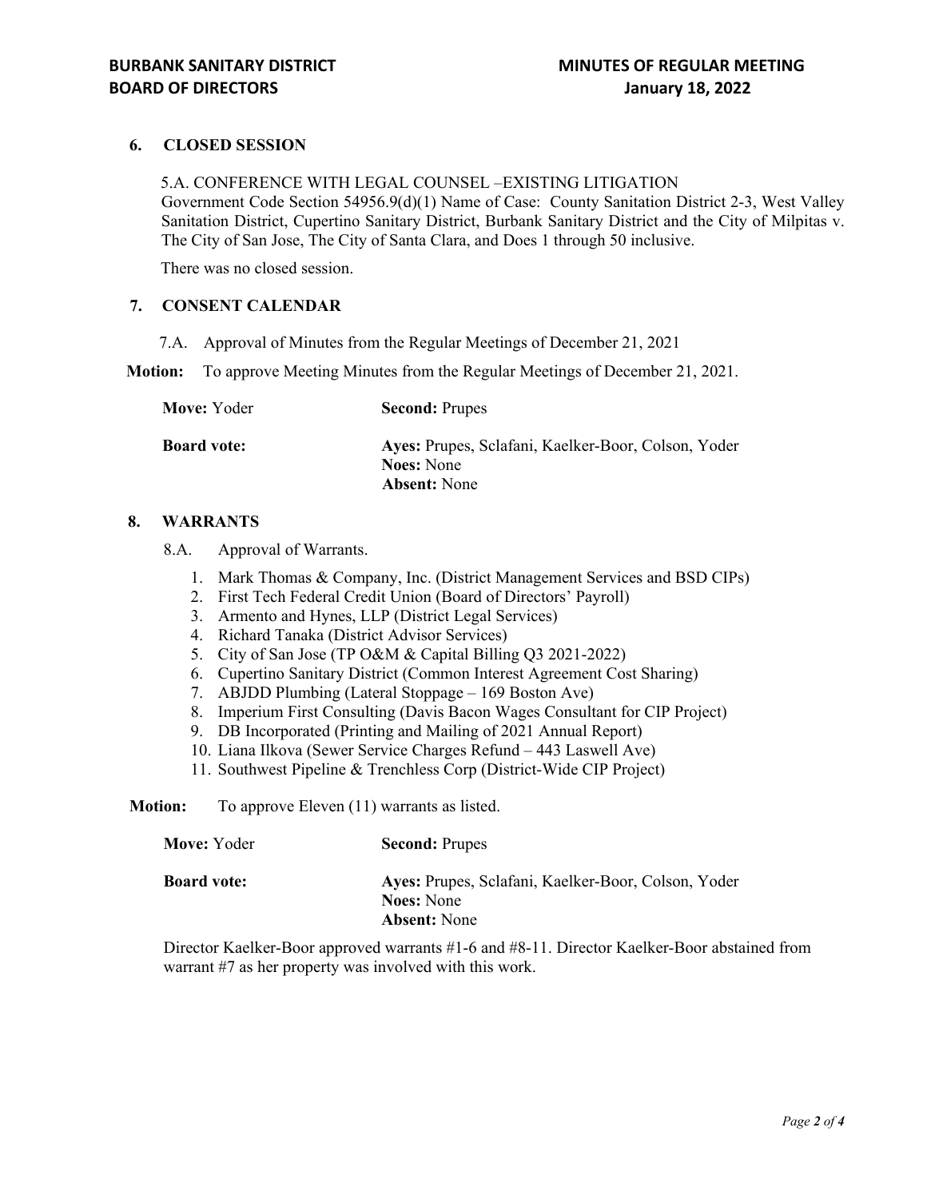### 6. CLOSED SESSION

5.A. CONFERENCE WITH LEGAL COUNSEL –EXISTING LITIGATION
Government Code Section 54956.9(d)(1) Name of Case: County Sanitation District 2-3, West Valley Sanitation District, Cupertino Sanitary District, Burbank Sanitary District and the City of Milpitas v. The City of San Jose, The City of Santa Clara, and Does 1 through 50 inclusive.

There was no closed session.

### 7. CONSENT CALENDAR

7.A. Approval of Minutes from the Regular Meetings of December 21, 2021

**Motion:** To approve Meeting Minutes from the Regular Meetings of December 21, 2021.

**Move:** Yoder **Second:** Prupes

**Board vote:**
**Ayes:** Prupes, Sclafani, Kaelker-Boor, Colson, Yoder
**Noes:** None
**Absent:** None

### 8. WARRANTS

8.A. Approval of Warrants.

1. Mark Thomas & Company, Inc. (District Management Services and BSD CIPs)
2. First Tech Federal Credit Union (Board of Directors' Payroll)
3. Armento and Hynes, LLP (District Legal Services)
4. Richard Tanaka (District Advisor Services)
5. City of San Jose (TP O&M & Capital Billing Q3 2021-2022)
6. Cupertino Sanitary District (Common Interest Agreement Cost Sharing)
7. ABJDD Plumbing (Lateral Stoppage – 169 Boston Ave)
8. Imperium First Consulting (Davis Bacon Wages Consultant for CIP Project)
9. DB Incorporated (Printing and Mailing of 2021 Annual Report)
10. Liana Ilkova (Sewer Service Charges Refund – 443 Laswell Ave)
11. Southwest Pipeline & Trenchless Corp (District-Wide CIP Project)

**Motion:** To approve Eleven (11) warrants as listed.

**Move:** Yoder **Second:** Prupes

**Board vote:**
**Ayes:** Prupes, Sclafani, Kaelker-Boor, Colson, Yoder
**Noes:** None
**Absent:** None

Director Kaelker-Boor approved warrants #1-6 and #8-11. Director Kaelker-Boor abstained from warrant #7 as her property was involved with this work.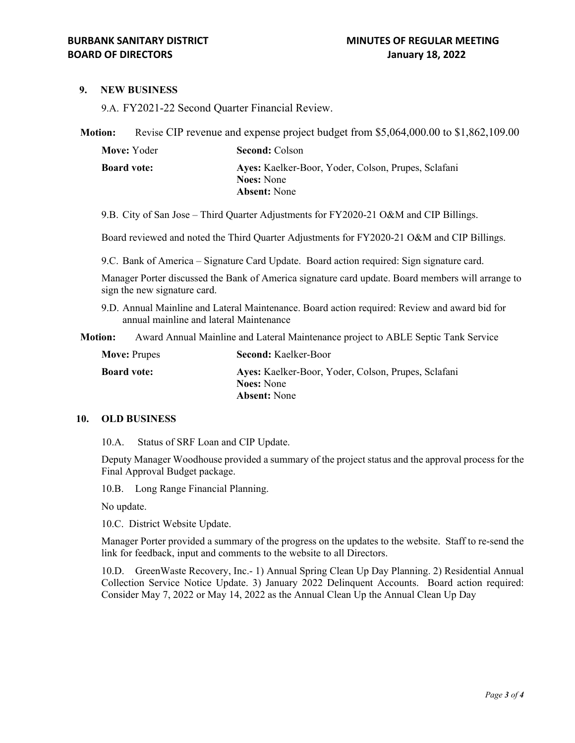## 9. NEW BUSINESS

9.A. FY2021-22 Second Quarter Financial Review.

**Motion:** Revise CIP revenue and expense project budget from $5,064,000.00 to $1,862,109.00

**Move:** Yoder **Second:** Colson

**Board vote:** **Ayes:** Kaelker-Boor, Yoder, Colson, Prupes, Sclafani
**Noes:** None
**Absent:** None

9.B. City of San Jose – Third Quarter Adjustments for FY2020-21 O&M and CIP Billings.

Board reviewed and noted the Third Quarter Adjustments for FY2020-21 O&M and CIP Billings.

9.C. Bank of America – Signature Card Update. Board action required: Sign signature card.

Manager Porter discussed the Bank of America signature card update. Board members will arrange to sign the new signature card.

9.D. Annual Mainline and Lateral Maintenance. Board action required: Review and award bid for annual mainline and lateral Maintenance

**Motion:** Award Annual Mainline and Lateral Maintenance project to ABLE Septic Tank Service

**Move:** Prupes **Second:** Kaelker-Boor

**Board vote:** **Ayes:** Kaelker-Boor, Yoder, Colson, Prupes, Sclafani
**Noes:** None
**Absent:** None

## 10. OLD BUSINESS

10.A. Status of SRF Loan and CIP Update.

Deputy Manager Woodhouse provided a summary of the project status and the approval process for the Final Approval Budget package.

10.B. Long Range Financial Planning.

No update.

10.C. District Website Update.

Manager Porter provided a summary of the progress on the updates to the website. Staff to re-send the link for feedback, input and comments to the website to all Directors.

10.D. GreenWaste Recovery, Inc.- 1) Annual Spring Clean Up Day Planning. 2) Residential Annual Collection Service Notice Update. 3) January 2022 Delinquent Accounts. Board action required: Consider May 7, 2022 or May 14, 2022 as the Annual Clean Up the Annual Clean Up Day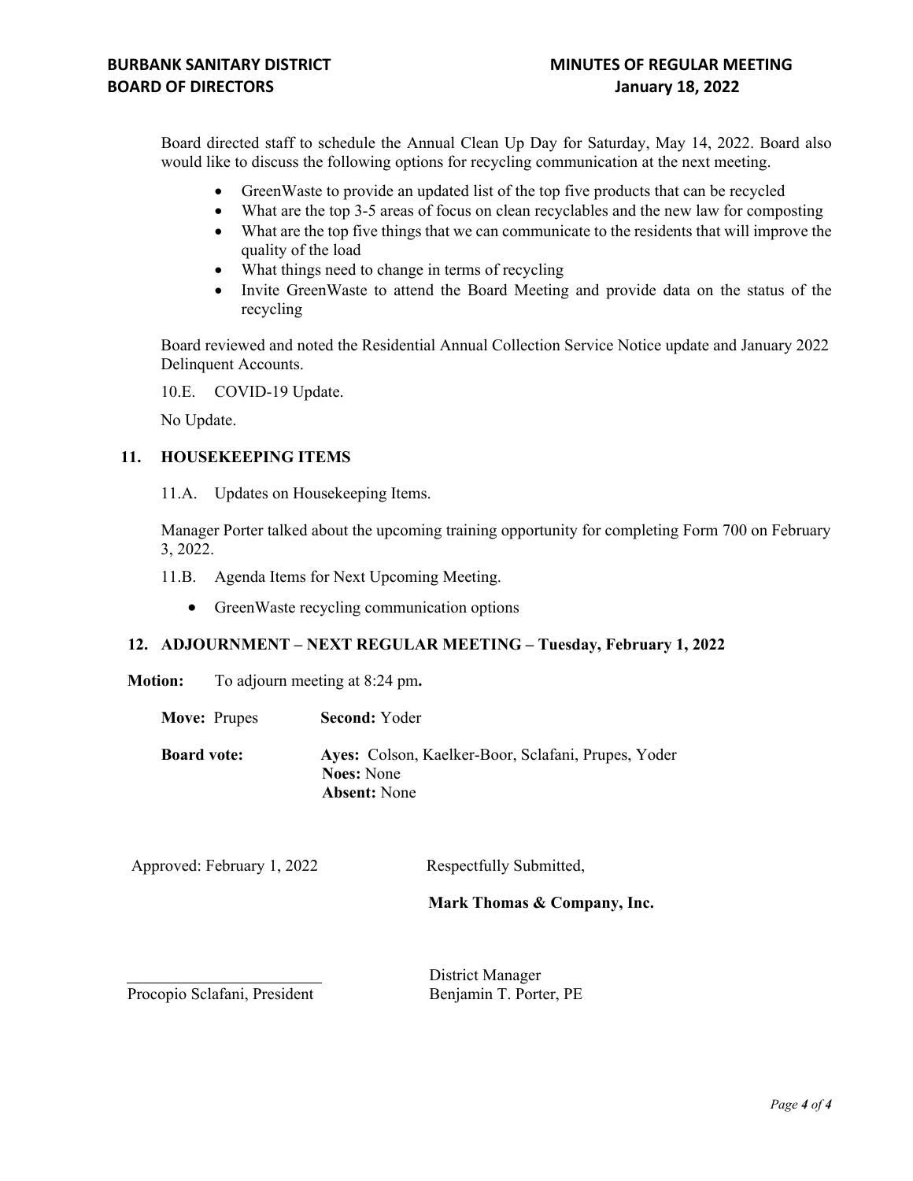Board directed staff to schedule the Annual Clean Up Day for Saturday, May 14, 2022. Board also would like to discuss the following options for recycling communication at the next meeting.

- GreenWaste to provide an updated list of the top five products that can be recycled
- What are the top 3-5 areas of focus on clean recyclables and the new law for composting
- What are the top five things that we can communicate to the residents that will improve the quality of the load
- What things need to change in terms of recycling
- Invite GreenWaste to attend the Board Meeting and provide data on the status of the recycling

Board reviewed and noted the Residential Annual Collection Service Notice update and January 2022 Delinquent Accounts.

10.E. COVID-19 Update.

No Update.

## 11. HOUSEKEEPING ITEMS

11.A. Updates on Housekeeping Items.

Manager Porter talked about the upcoming training opportunity for completing Form 700 on February 3, 2022.

11.B. Agenda Items for Next Upcoming Meeting.

- GreenWaste recycling communication options

## 12. ADJOURNMENT – NEXT REGULAR MEETING – Tuesday, February 1, 2022

**Motion:** To adjourn meeting at 8:24 pm**.**

**Move:** Prupes **Second:** Yoder

**Board vote:** **Ayes:** Colson, Kaelker-Boor, Sclafani, Prupes, Yoder
**Noes:** None
**Absent:** None

Approved: February 1, 2022

Respectfully Submitted,

**Mark Thomas & Company, Inc.**

\_\_\_\_\_\_\_\_\_\_\_\_\_\_\_\_\_\_\_\_\_\_\_\_
Procopio Sclafani, President

District Manager
Benjamin T. Porter, PE